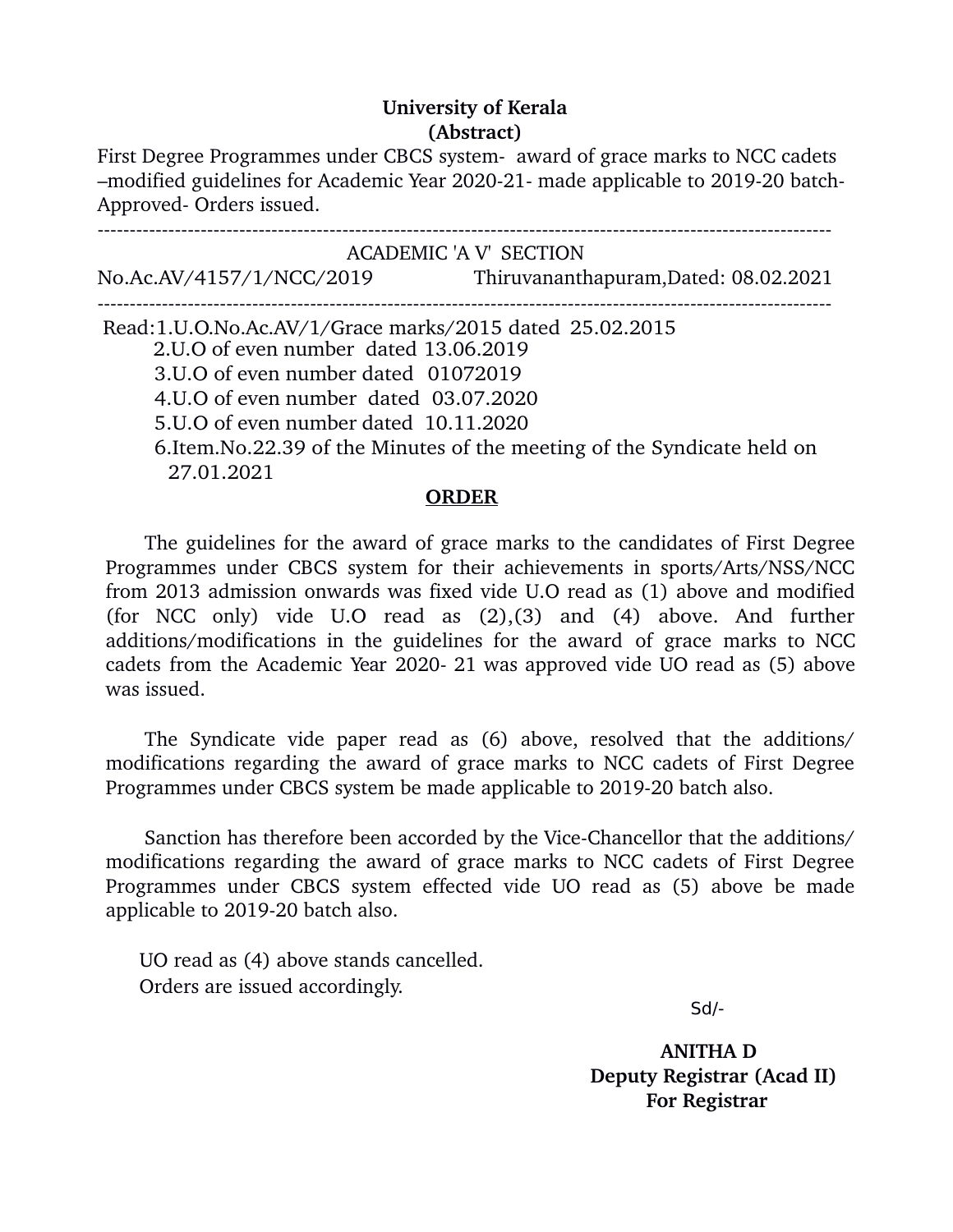**University of Kerala**
**(Abstract)**

First Degree Programmes under CBCS system- award of grace marks to NCC cadets –modified guidelines for Academic Year 2020-21- made applicable to 2019-20 batch- Approved- Orders issued.

---

ACADEMIC 'A V' SECTION

No.Ac.AV/4157/1/NCC/2019 Thiruvananthapuram,Dated: 08.02.2021

---

Read:1.U.O.No.Ac.AV/1/Grace marks/2015 dated 25.02.2015
2.U.O of even number dated 13.06.2019
3.U.O of even number dated 01072019
4.U.O of even number dated 03.07.2020
5.U.O of even number dated 10.11.2020
6.Item.No.22.39 of the Minutes of the meeting of the Syndicate held on 27.01.2021

**ORDER**

The guidelines for the award of grace marks to the candidates of First Degree Programmes under CBCS system for their achievements in sports/Arts/NSS/NCC from 2013 admission onwards was fixed vide U.O read as (1) above and modified (for NCC only) vide U.O read as (2),(3) and (4) above. And further additions/modifications in the guidelines for the award of grace marks to NCC cadets from the Academic Year 2020- 21 was approved vide UO read as (5) above was issued.

The Syndicate vide paper read as (6) above, resolved that the additions/ modifications regarding the award of grace marks to NCC cadets of First Degree Programmes under CBCS system be made applicable to 2019-20 batch also.

Sanction has therefore been accorded by the Vice-Chancellor that the additions/ modifications regarding the award of grace marks to NCC cadets of First Degree Programmes under CBCS system effected vide UO read as (5) above be made applicable to 2019-20 batch also.

UO read as (4) above stands cancelled.
Orders are issued accordingly.

Sd/-

**ANITHA D**
**Deputy Registrar (Acad II)**
**For Registrar**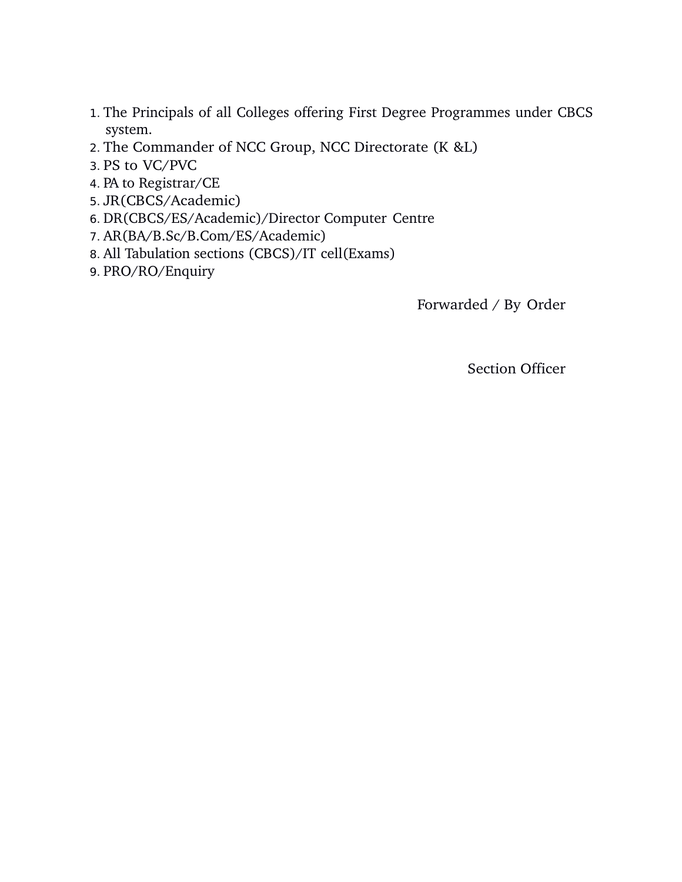1. The Principals of all Colleges offering First Degree Programmes under CBCS system.
2. The Commander of NCC Group, NCC Directorate (K &L)
3. PS to VC/PVC
4. PA to Registrar/CE
5. JR(CBCS/Academic)
6. DR(CBCS/ES/Academic)/Director Computer Centre
7. AR(BA/B.Sc/B.Com/ES/Academic)
8. All Tabulation sections (CBCS)/IT cell(Exams)
9. PRO/RO/Enquiry

Forwarded / By Order

Section Officer